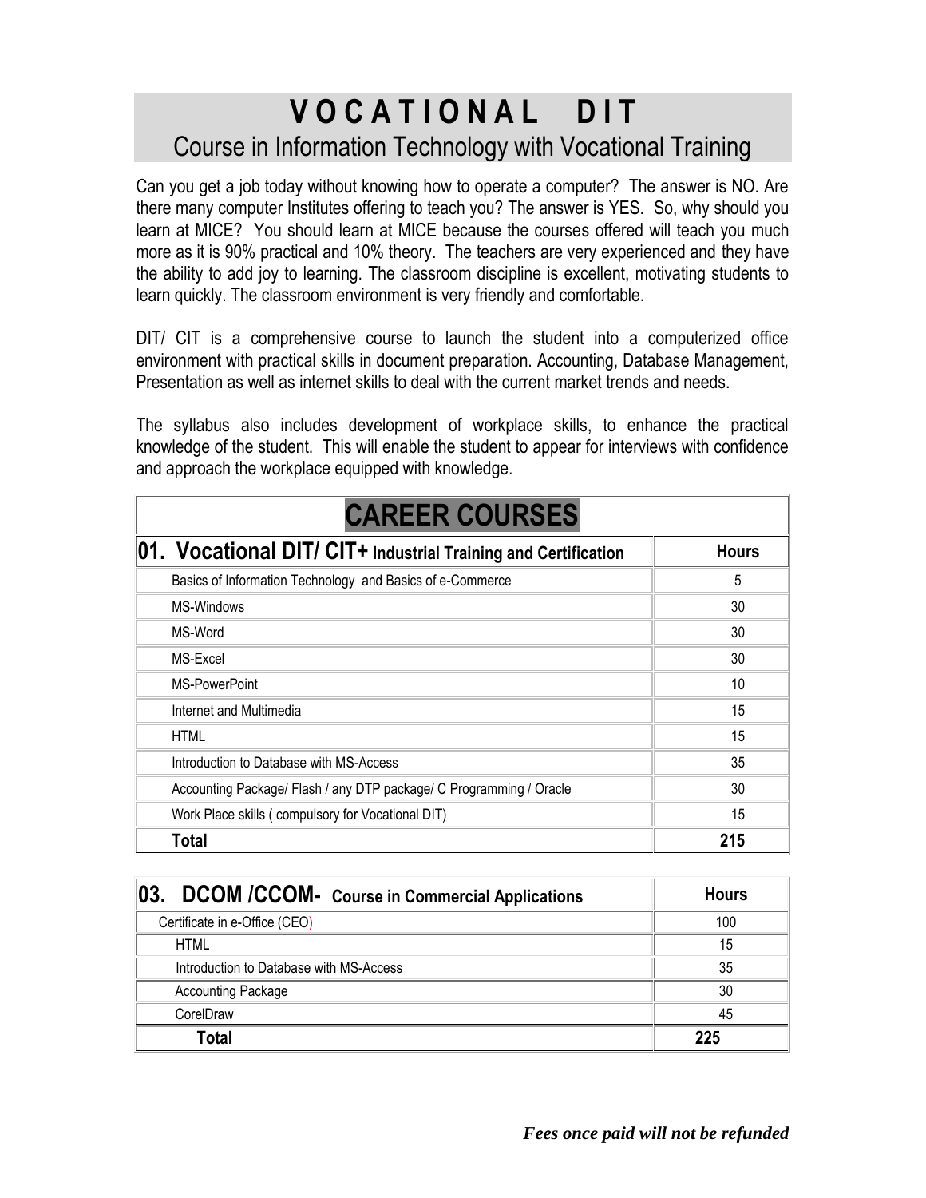# V O C A T I O N A L  D I T

## Course in Information Technology with Vocational Training

Can you get a job today without knowing how to operate a computer? The answer is NO. Are there many computer Institutes offering to teach you? The answer is YES. So, why should you learn at MICE? You should learn at MICE because the courses offered will teach you much more as it is 90% practical and 10% theory. The teachers are very experienced and they have the ability to add joy to learning. The classroom discipline is excellent, motivating students to learn quickly. The classroom environment is very friendly and comfortable.

DIT/ CIT is a comprehensive course to launch the student into a computerized office environment with practical skills in document preparation. Accounting, Database Management, Presentation as well as internet skills to deal with the current market trends and needs.

The syllabus also includes development of workplace skills, to enhance the practical knowledge of the student. This will enable the student to appear for interviews with confidence and approach the workplace equipped with knowledge.

## CAREER COURSES

| **01. Vocational DIT/ CIT+** Industrial Training and Certification | **Hours** |
|---|---|
| Basics of Information Technology and Basics of e-Commerce | 5 |
| MS-Windows | 30 |
| MS-Word | 30 |
| MS-Excel | 30 |
| MS-PowerPoint | 10 |
| Internet and Multimedia | 15 |
| HTML | 15 |
| Introduction to Database with MS-Access | 35 |
| Accounting Package/ Flash / any DTP package/ C Programming / Oracle | 30 |
| Work Place skills ( compulsory for Vocational DIT) | 15 |
| **Total** | **215** |

| **03. DCOM /CCOM-** Course in Commercial Applications | **Hours** |
|---|---|
| Certificate in e-Office (CEO) | 100 |
| HTML | 15 |
| Introduction to Database with MS-Access | 35 |
| Accounting Package | 30 |
| CorelDraw | 45 |
| **Total** | **225** |

***Fees once paid will not be refunded***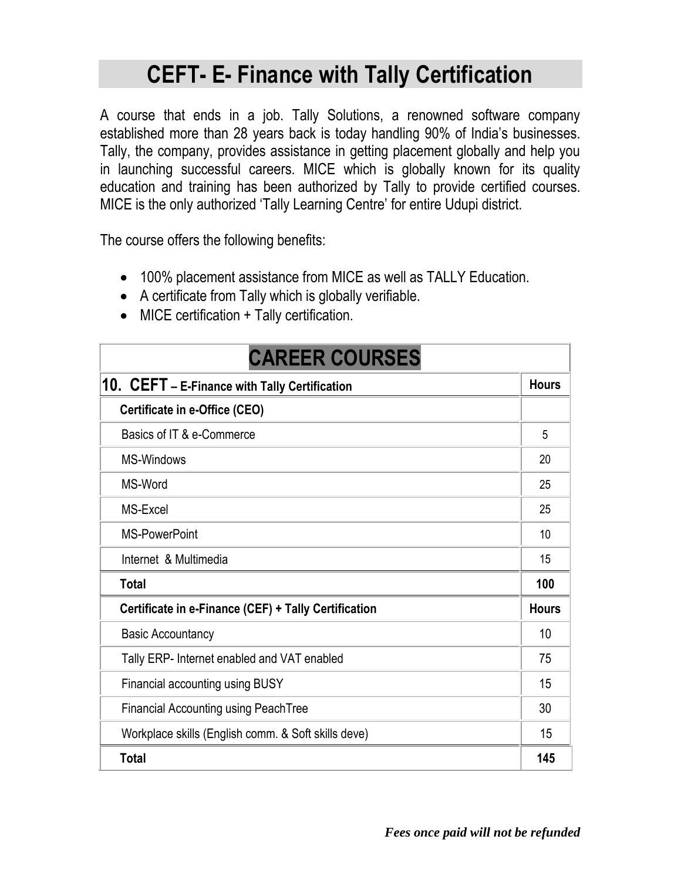# CEFT- E- Finance with Tally Certification

A course that ends in a job. Tally Solutions, a renowned software company established more than 28 years back is today handling 90% of India's businesses. Tally, the company, provides assistance in getting placement globally and help you in launching successful careers. MICE which is globally known for its quality education and training has been authorized by Tally to provide certified courses. MICE is the only authorized 'Tally Learning Centre' for entire Udupi district.

The course offers the following benefits:

- 100% placement assistance from MICE as well as TALLY Education.
- A certificate from Tally which is globally verifiable.
- MICE certification + Tally certification.

| CAREER COURSES | |
|---|---|
| **10. CEFT – E-Finance with Tally Certification** | **Hours** |
| **Certificate in e-Office (CEO)** | |
| Basics of IT & e-Commerce | 5 |
| MS-Windows | 20 |
| MS-Word | 25 |
| MS-Excel | 25 |
| MS-PowerPoint | 10 |
| Internet & Multimedia | 15 |
| **Total** | **100** |
| **Certificate in e-Finance (CEF) + Tally Certification** | **Hours** |
| Basic Accountancy | 10 |
| Tally ERP- Internet enabled and VAT enabled | 75 |
| Financial accounting using BUSY | 15 |
| Financial Accounting using PeachTree | 30 |
| Workplace skills (English comm. & Soft skills deve) | 15 |
| **Total** | **145** |

***Fees once paid will not be refunded***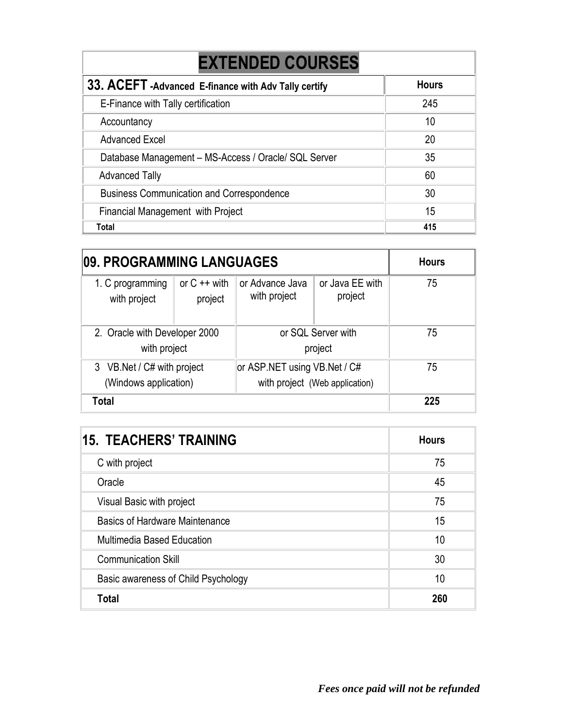# EXTENDED COURSES

| 33. ACEFT -Advanced E-finance with Adv Tally certify | Hours |
|---|---|
| E-Finance with Tally certification | 245 |
| Accountancy | 10 |
| Advanced Excel | 20 |
| Database Management – MS-Access / Oracle/ SQL Server | 35 |
| Advanced Tally | 60 |
| Business Communication and Correspondence | 30 |
| Financial Management with Project | 15 |
| **Total** | **415** |

| 09. PROGRAMMING LANGUAGES | | | | Hours |
|---|---|---|---|---|
| 1. C programming with project | or C ++ with project | or Advance Java with project | or Java EE with project | 75 |
| 2. Oracle with Developer 2000 with project | | or SQL Server with project | | 75 |
| 3 VB.Net / C# with project (Windows application) | | or ASP.NET using VB.Net / C# with project (Web application) | | 75 |
| **Total** | | | | **225** |

| 15. TEACHERS' TRAINING | Hours |
|---|---|
| C with project | 75 |
| Oracle | 45 |
| Visual Basic with project | 75 |
| Basics of Hardware Maintenance | 15 |
| Multimedia Based Education | 10 |
| Communication Skill | 30 |
| Basic awareness of Child Psychology | 10 |
| **Total** | **260** |

***Fees once paid will not be refunded***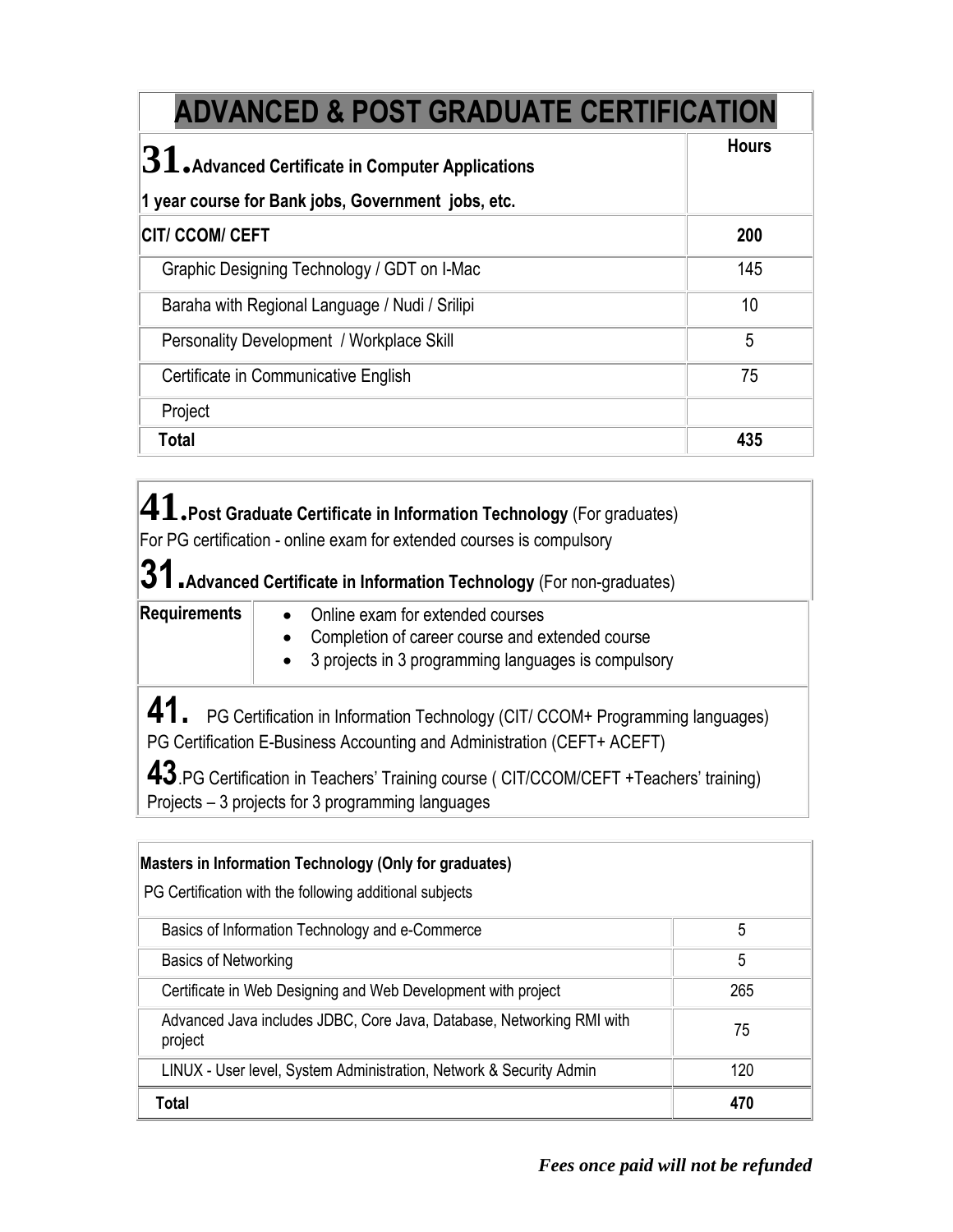# ADVANCED & POST GRADUATE CERTIFICATION

| **31. Advanced Certificate in Computer Applications**<br>**1 year course for Bank jobs, Government jobs, etc.** | **Hours** |
|---|---|
| **CIT/ CCOM/ CEFT** | **200** |
| Graphic Designing Technology / GDT on I-Mac | 145 |
| Baraha with Regional Language / Nudi / Srilipi | 10 |
| Personality Development / Workplace Skill | 5 |
| Certificate in Communicative English | 75 |
| Project | |
| **Total** | **435** |

**41. Post Graduate Certificate in Information Technology** (For graduates)

For PG certification - online exam for extended courses is compulsory

**31. Advanced Certificate in Information Technology** (For non-graduates)

| **Requirements** | |
|---|---|
| | • Online exam for extended courses<br>• Completion of career course and extended course<br>• 3 projects in 3 programming languages is compulsory |

**41.** PG Certification in Information Technology (CIT/ CCOM+ Programming languages)

PG Certification E-Business Accounting and Administration (CEFT+ ACEFT)

**43**.PG Certification in Teachers' Training course ( CIT/CCOM/CEFT +Teachers' training)

Projects – 3 projects for 3 programming languages

| **Masters in Information Technology (Only for graduates)**<br>PG Certification with the following additional subjects | |
|---|---|
| Basics of Information Technology and e-Commerce | 5 |
| Basics of Networking | 5 |
| Certificate in Web Designing and Web Development with project | 265 |
| Advanced Java includes JDBC, Core Java, Database, Networking RMI with project | 75 |
| LINUX - User level, System Administration, Network & Security Admin | 120 |
| **Total** | **470** |

***Fees once paid will not be refunded***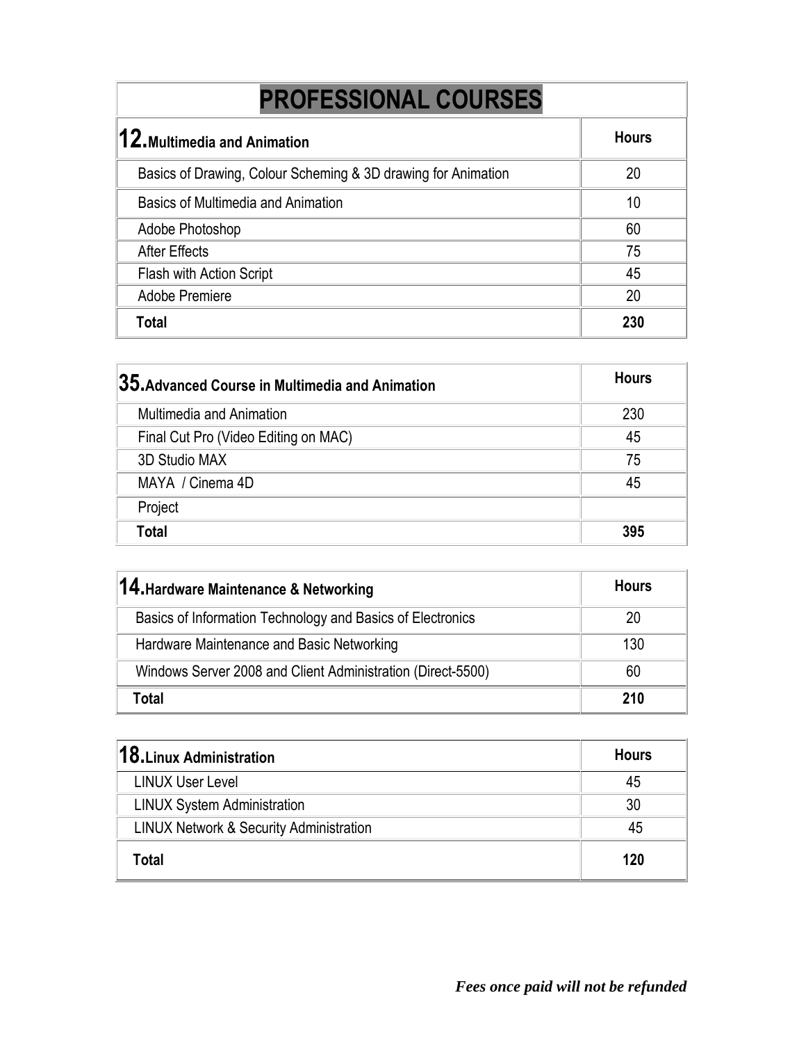# PROFESSIONAL COURSES

| 12. Multimedia and Animation | Hours |
|---|---|
| Basics of Drawing, Colour Scheming & 3D drawing for Animation | 20 |
| Basics of Multimedia and Animation | 10 |
| Adobe Photoshop | 60 |
| After Effects | 75 |
| Flash with Action Script | 45 |
| Adobe Premiere | 20 |
| **Total** | **230** |

| 35. Advanced Course in Multimedia and Animation | Hours |
|---|---|
| Multimedia and Animation | 230 |
| Final Cut Pro (Video Editing on MAC) | 45 |
| 3D Studio MAX | 75 |
| MAYA / Cinema 4D | 45 |
| Project | |
| **Total** | **395** |

| 14. Hardware Maintenance & Networking | Hours |
|---|---|
| Basics of Information Technology and Basics of Electronics | 20 |
| Hardware Maintenance and Basic Networking | 130 |
| Windows Server 2008 and Client Administration (Direct-5500) | 60 |
| **Total** | **210** |

| 18. Linux Administration | Hours |
|---|---|
| LINUX User Level | 45 |
| LINUX System Administration | 30 |
| LINUX Network & Security Administration | 45 |
| **Total** | **120** |

***Fees once paid will not be refunded***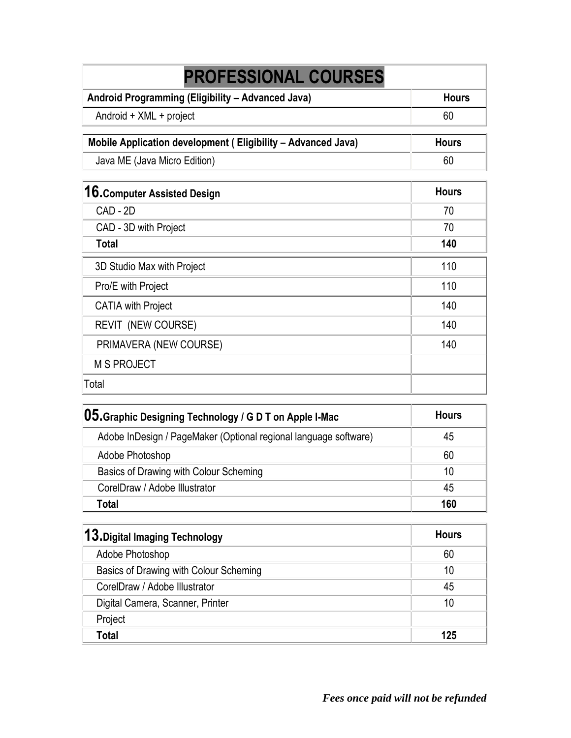# PROFESSIONAL COURSES

| Android Programming (Eligibility – Advanced Java) | Hours |
| --- | --- |
| Android + XML + project | 60 |

| Mobile Application development ( Eligibility – Advanced Java) | Hours |
| --- | --- |
| Java ME (Java Micro Edition) | 60 |

| 16. Computer Assisted Design | Hours |
| --- | --- |
| CAD - 2D | 70 |
| CAD - 3D with Project | 70 |
| **Total** | **140** |

| | |
| --- | --- |
| 3D Studio Max with Project | 110 |
| Pro/E with Project | 110 |
| CATIA with Project | 140 |
| REVIT (NEW COURSE) | 140 |
| PRIMAVERA (NEW COURSE) | 140 |
| M S PROJECT | |
| Total | |

| 05. Graphic Designing Technology / G D T on Apple I-Mac | Hours |
| --- | --- |
| Adobe InDesign / PageMaker (Optional regional language software) | 45 |
| Adobe Photoshop | 60 |
| Basics of Drawing with Colour Scheming | 10 |
| CorelDraw / Adobe Illustrator | 45 |
| **Total** | **160** |

| 13. Digital Imaging Technology | Hours |
| --- | --- |
| Adobe Photoshop | 60 |
| Basics of Drawing with Colour Scheming | 10 |
| CorelDraw / Adobe Illustrator | 45 |
| Digital Camera, Scanner, Printer | 10 |
| Project | |
| **Total** | **125** |

***Fees once paid will not be refunded***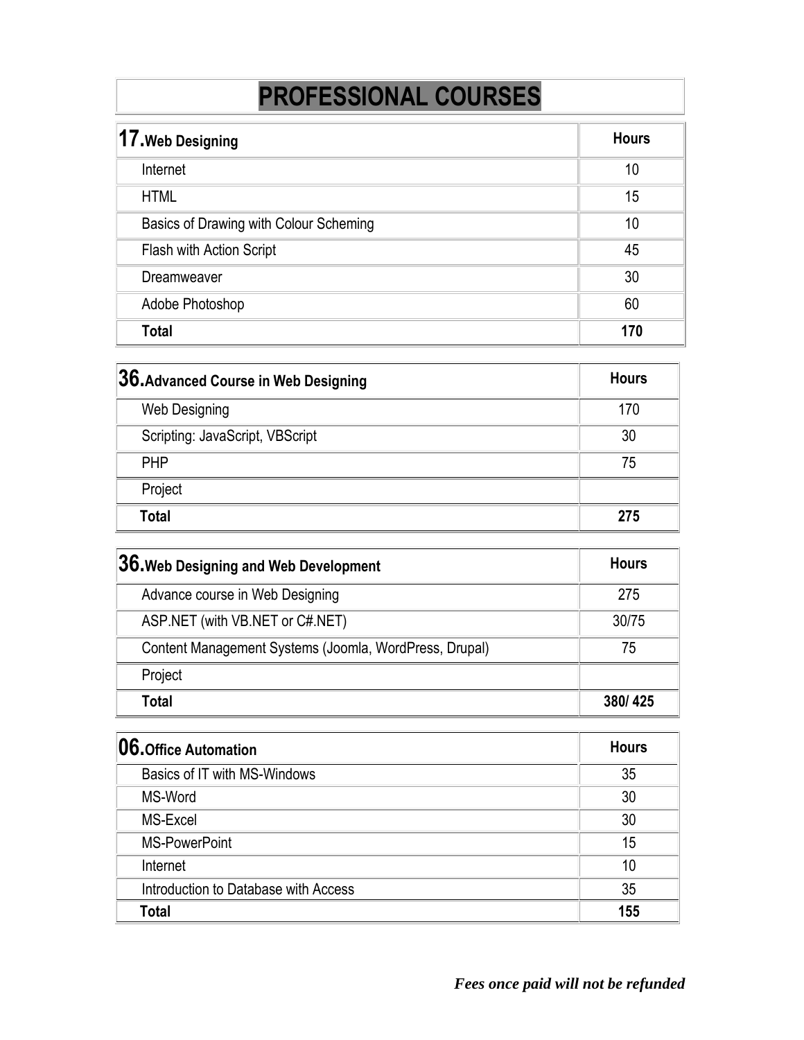# PROFESSIONAL COURSES

| **17.Web Designing** | **Hours** |
| --- | --- |
| Internet | 10 |
| HTML | 15 |
| Basics of Drawing with Colour Scheming | 10 |
| Flash with Action Script | 45 |
| Dreamweaver | 30 |
| Adobe Photoshop | 60 |
| **Total** | **170** |

| **36.Advanced Course in Web Designing** | **Hours** |
| --- | --- |
| Web Designing | 170 |
| Scripting: JavaScript, VBScript | 30 |
| PHP | 75 |
| Project | |
| **Total** | **275** |

| **36.Web Designing and Web Development** | **Hours** |
| --- | --- |
| Advance course in Web Designing | 275 |
| ASP.NET (with VB.NET or C#.NET) | 30/75 |
| Content Management Systems (Joomla, WordPress, Drupal) | 75 |
| Project | |
| **Total** | **380/ 425** |

| **06.Office Automation** | **Hours** |
| --- | --- |
| Basics of IT with MS-Windows | 35 |
| MS-Word | 30 |
| MS-Excel | 30 |
| MS-PowerPoint | 15 |
| Internet | 10 |
| Introduction to Database with Access | 35 |
| **Total** | **155** |

***Fees once paid will not be refunded***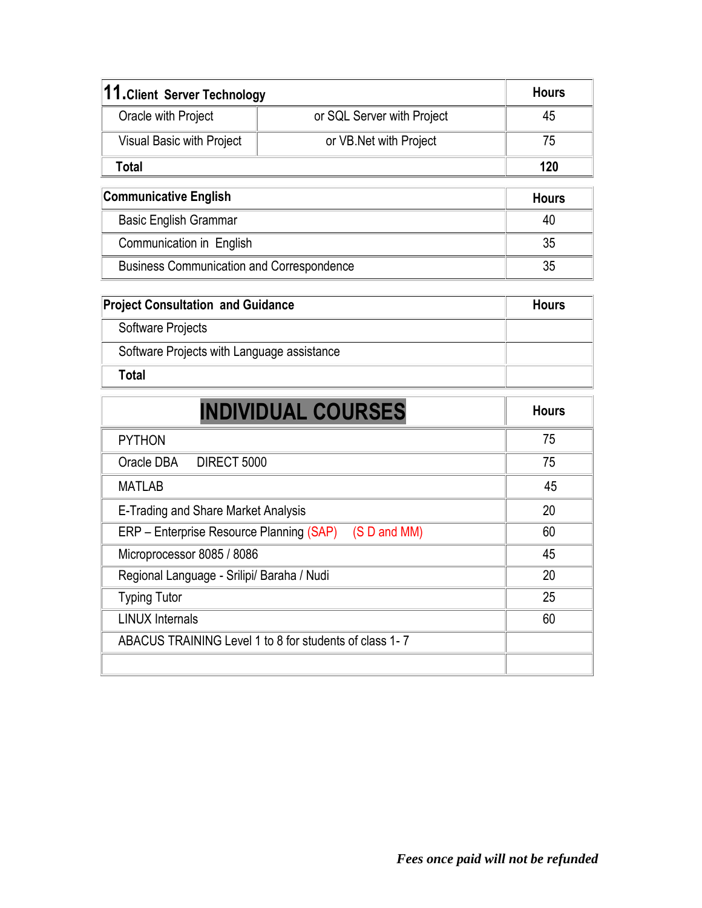| 11.Client Server Technology | | Hours |
|---|---|---|
| Oracle with Project | or SQL Server with Project | 45 |
| Visual Basic with Project | or VB.Net with Project | 75 |
| **Total** | | **120** |

| Communicative English | Hours |
|---|---|
| Basic English Grammar | 40 |
| Communication in English | 35 |
| Business Communication and Correspondence | 35 |

| Project Consultation and Guidance | Hours |
|---|---|
| Software Projects | |
| Software Projects with Language assistance | |
| **Total** | |

| INDIVIDUAL COURSES | Hours |
|---|---|
| PYTHON | 75 |
| Oracle DBA DIRECT 5000 | 75 |
| MATLAB | 45 |
| E-Trading and Share Market Analysis | 20 |
| ERP – Enterprise Resource Planning (SAP) (S D and MM) | 60 |
| Microprocessor 8085 / 8086 | 45 |
| Regional Language - Srilipi/ Baraha / Nudi | 20 |
| Typing Tutor | 25 |
| LINUX Internals | 60 |
| ABACUS TRAINING Level 1 to 8 for students of class 1- 7 | |
| | |

***Fees once paid will not be refunded***